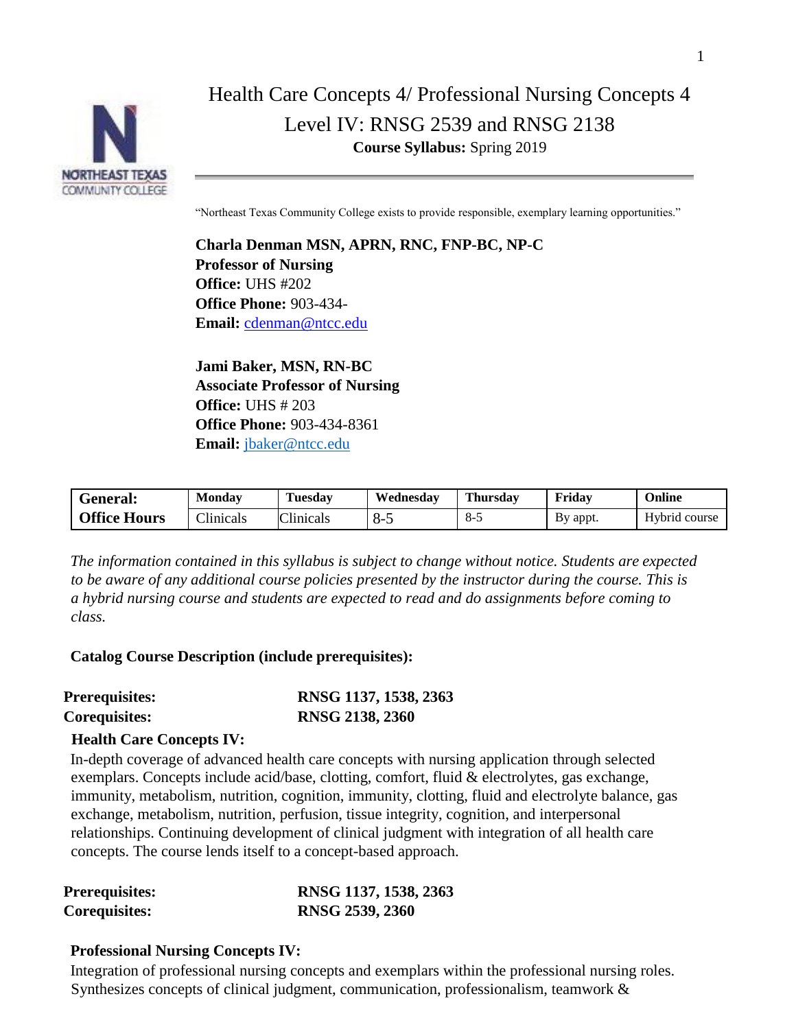# Health Care Concepts 4/ Professional Nursing Concepts 4

## Level IV: RNSG 2539 and RNSG 2138

**Course Syllabus:** Spring 2019

"Northeast Texas Community College exists to provide responsible, exemplary learning opportunities."

**Charla Denman MSN, APRN, RNC, FNP-BC, NP-C**
**Professor of Nursing**
**Office:** UHS #202
**Office Phone:** 903-434-
**Email:** cdenman@ntcc.edu

**Jami Baker, MSN, RN-BC**
**Associate Professor of Nursing**
**Office:** UHS # 203
**Office Phone:** 903-434-8361
**Email:** jbaker@ntcc.edu

| General: Office Hours | Monday | Tuesday | Wednesday | Thursday | Friday | Online |
|---|---|---|---|---|---|---|
| | Clinicals | Clinicals | 8-5 | 8-5 | By appt. | Hybrid course |

*The information contained in this syllabus is subject to change without notice. Students are expected to be aware of any additional course policies presented by the instructor during the course. This is a hybrid nursing course and students are expected to read and do assignments before coming to class.*

**Catalog Course Description (include prerequisites):**

**Prerequisites:** **RNSG 1137, 1538, 2363**
**Corequisites:** **RNSG 2138, 2360**

**Health Care Concepts IV:**
In-depth coverage of advanced health care concepts with nursing application through selected exemplars. Concepts include acid/base, clotting, comfort, fluid & electrolytes, gas exchange, immunity, metabolism, nutrition, cognition, immunity, clotting, fluid and electrolyte balance, gas exchange, metabolism, nutrition, perfusion, tissue integrity, cognition, and interpersonal relationships. Continuing development of clinical judgment with integration of all health care concepts. The course lends itself to a concept-based approach.

**Prerequisites:** **RNSG 1137, 1538, 2363**
**Corequisites:** **RNSG 2539, 2360**

**Professional Nursing Concepts IV:**
Integration of professional nursing concepts and exemplars within the professional nursing roles. Synthesizes concepts of clinical judgment, communication, professionalism, teamwork &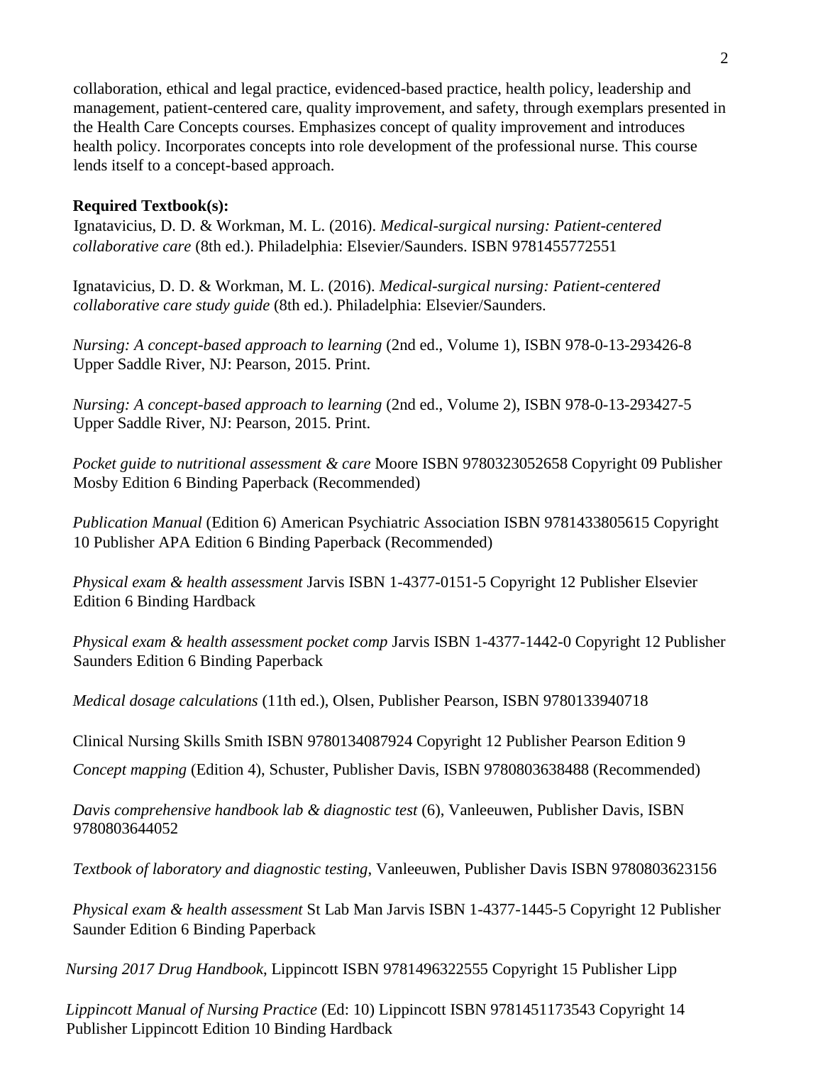collaboration, ethical and legal practice, evidenced-based practice, health policy, leadership and management, patient-centered care, quality improvement, and safety, through exemplars presented in the Health Care Concepts courses. Emphasizes concept of quality improvement and introduces health policy. Incorporates concepts into role development of the professional nurse. This course lends itself to a concept-based approach.

**Required Textbook(s):**

Ignatavicius, D. D. & Workman, M. L. (2016). *Medical-surgical nursing: Patient-centered collaborative care* (8th ed.). Philadelphia: Elsevier/Saunders. ISBN 9781455772551

Ignatavicius, D. D. & Workman, M. L. (2016). *Medical-surgical nursing: Patient-centered collaborative care study guide* (8th ed.). Philadelphia: Elsevier/Saunders.

*Nursing: A concept-based approach to learning* (2nd ed., Volume 1), ISBN 978-0-13-293426-8 Upper Saddle River, NJ: Pearson, 2015. Print.

*Nursing: A concept-based approach to learning* (2nd ed., Volume 2), ISBN 978-0-13-293427-5 Upper Saddle River, NJ: Pearson, 2015. Print.

*Pocket guide to nutritional assessment & care* Moore ISBN 9780323052658 Copyright 09 Publisher Mosby Edition 6 Binding Paperback (Recommended)

*Publication Manual* (Edition 6) American Psychiatric Association ISBN 9781433805615 Copyright 10 Publisher APA Edition 6 Binding Paperback (Recommended)

*Physical exam & health assessment* Jarvis ISBN 1-4377-0151-5 Copyright 12 Publisher Elsevier Edition 6 Binding Hardback

*Physical exam & health assessment pocket comp* Jarvis ISBN 1-4377-1442-0 Copyright 12 Publisher Saunders Edition 6 Binding Paperback

*Medical dosage calculations* (11th ed.), Olsen, Publisher Pearson, ISBN 9780133940718

Clinical Nursing Skills Smith ISBN 9780134087924 Copyright 12 Publisher Pearson Edition 9

*Concept mapping* (Edition 4), Schuster, Publisher Davis, ISBN 9780803638488 (Recommended)

*Davis comprehensive handbook lab & diagnostic test* (6), Vanleeuwen, Publisher Davis, ISBN 9780803644052

*Textbook of laboratory and diagnostic testing*, Vanleeuwen, Publisher Davis ISBN 9780803623156

*Physical exam & health assessment* St Lab Man Jarvis ISBN 1-4377-1445-5 Copyright 12 Publisher Saunder Edition 6 Binding Paperback

*Nursing 2017 Drug Handbook,* Lippincott ISBN 9781496322555 Copyright 15 Publisher Lipp

*Lippincott Manual of Nursing Practice* (Ed: 10) Lippincott ISBN 9781451173543 Copyright 14 Publisher Lippincott Edition 10 Binding Hardback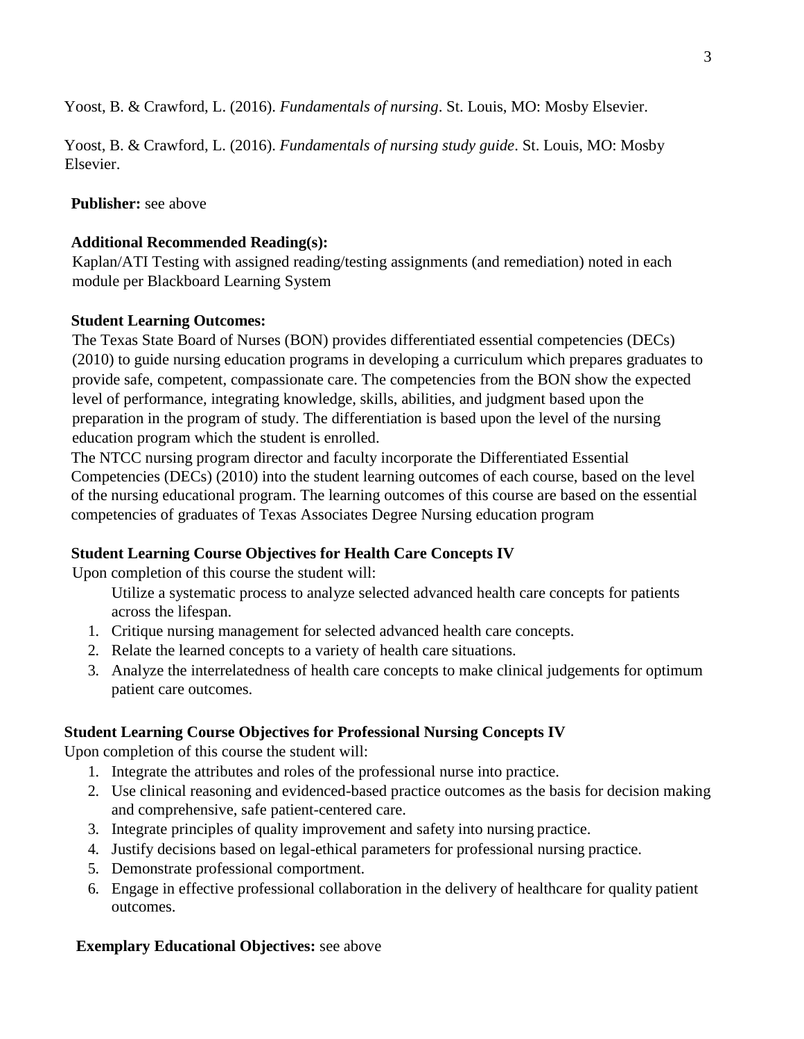Yoost, B. & Crawford, L. (2016). *Fundamentals of nursing*. St. Louis, MO: Mosby Elsevier.

Yoost, B. & Crawford, L. (2016). *Fundamentals of nursing study guide*. St. Louis, MO: Mosby Elsevier.

**Publisher:** see above

**Additional Recommended Reading(s):**
Kaplan/ATI Testing with assigned reading/testing assignments (and remediation) noted in each module per Blackboard Learning System

**Student Learning Outcomes:**
The Texas State Board of Nurses (BON) provides differentiated essential competencies (DECs) (2010) to guide nursing education programs in developing a curriculum which prepares graduates to provide safe, competent, compassionate care. The competencies from the BON show the expected level of performance, integrating knowledge, skills, abilities, and judgment based upon the preparation in the program of study. The differentiation is based upon the level of the nursing education program which the student is enrolled.
The NTCC nursing program director and faculty incorporate the Differentiated Essential Competencies (DECs) (2010) into the student learning outcomes of each course, based on the level of the nursing educational program. The learning outcomes of this course are based on the essential competencies of graduates of Texas Associates Degree Nursing education program

**Student Learning Course Objectives for Health Care Concepts IV**
Upon completion of this course the student will:

Utilize a systematic process to analyze selected advanced health care concepts for patients across the lifespan.

1. Critique nursing management for selected advanced health care concepts.
2. Relate the learned concepts to a variety of health care situations.
3. Analyze the interrelatedness of health care concepts to make clinical judgements for optimum patient care outcomes.

**Student Learning Course Objectives for Professional Nursing Concepts IV**
Upon completion of this course the student will:

1. Integrate the attributes and roles of the professional nurse into practice.
2. Use clinical reasoning and evidenced-based practice outcomes as the basis for decision making and comprehensive, safe patient-centered care.
3. Integrate principles of quality improvement and safety into nursing practice.
4. Justify decisions based on legal-ethical parameters for professional nursing practice.
5. Demonstrate professional comportment.
6. Engage in effective professional collaboration in the delivery of healthcare for quality patient outcomes.

**Exemplary Educational Objectives:** see above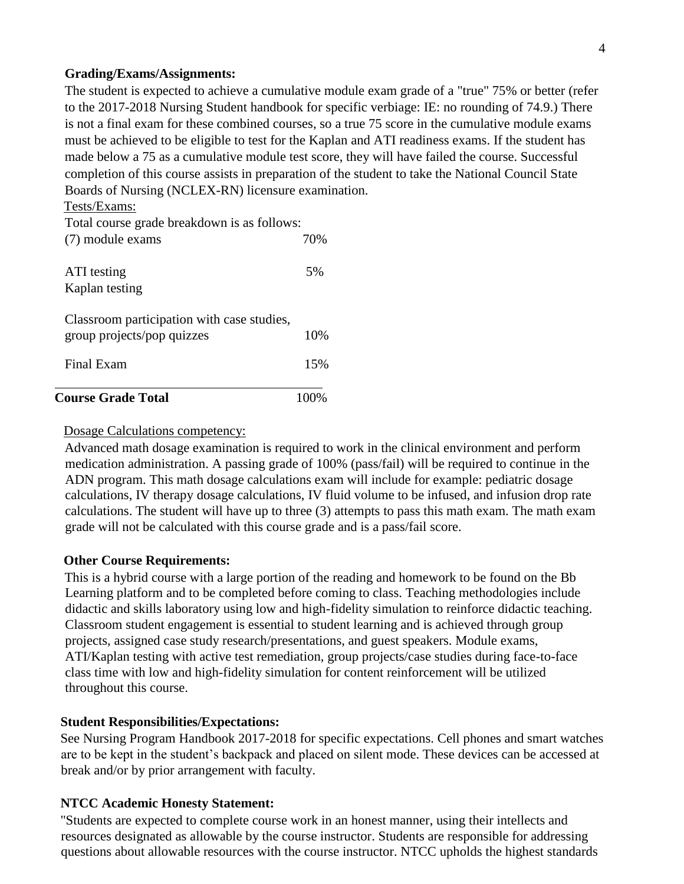**Grading/Exams/Assignments:**

The student is expected to achieve a cumulative module exam grade of a "true" 75% or better (refer to the 2017-2018 Nursing Student handbook for specific verbiage: IE: no rounding of 74.9.) There is not a final exam for these combined courses, so a true 75 score in the cumulative module exams must be achieved to be eligible to test for the Kaplan and ATI readiness exams. If the student has made below a 75 as a cumulative module test score, they will have failed the course. Successful completion of this course assists in preparation of the student to take the National Council State Boards of Nursing (NCLEX-RN) licensure examination.

Tests/Exams:

Total course grade breakdown is as follows:

| | |
|---|---|
| (7) module exams | 70% |
| ATI testing<br>Kaplan testing | 5% |
| Classroom participation with case studies, group projects/pop quizzes | 10% |
| Final Exam | 15% |
| **Course Grade Total** | 100% |

Dosage Calculations competency:

Advanced math dosage examination is required to work in the clinical environment and perform medication administration. A passing grade of 100% (pass/fail) will be required to continue in the ADN program. This math dosage calculations exam will include for example: pediatric dosage calculations, IV therapy dosage calculations, IV fluid volume to be infused, and infusion drop rate calculations. The student will have up to three (3) attempts to pass this math exam. The math exam grade will not be calculated with this course grade and is a pass/fail score.

**Other Course Requirements:**

This is a hybrid course with a large portion of the reading and homework to be found on the Bb Learning platform and to be completed before coming to class. Teaching methodologies include didactic and skills laboratory using low and high-fidelity simulation to reinforce didactic teaching. Classroom student engagement is essential to student learning and is achieved through group projects, assigned case study research/presentations, and guest speakers. Module exams, ATI/Kaplan testing with active test remediation, group projects/case studies during face-to-face class time with low and high-fidelity simulation for content reinforcement will be utilized throughout this course.

**Student Responsibilities/Expectations:**

See Nursing Program Handbook 2017-2018 for specific expectations. Cell phones and smart watches are to be kept in the student's backpack and placed on silent mode. These devices can be accessed at break and/or by prior arrangement with faculty.

**NTCC Academic Honesty Statement:**

"Students are expected to complete course work in an honest manner, using their intellects and resources designated as allowable by the course instructor. Students are responsible for addressing questions about allowable resources with the course instructor. NTCC upholds the highest standards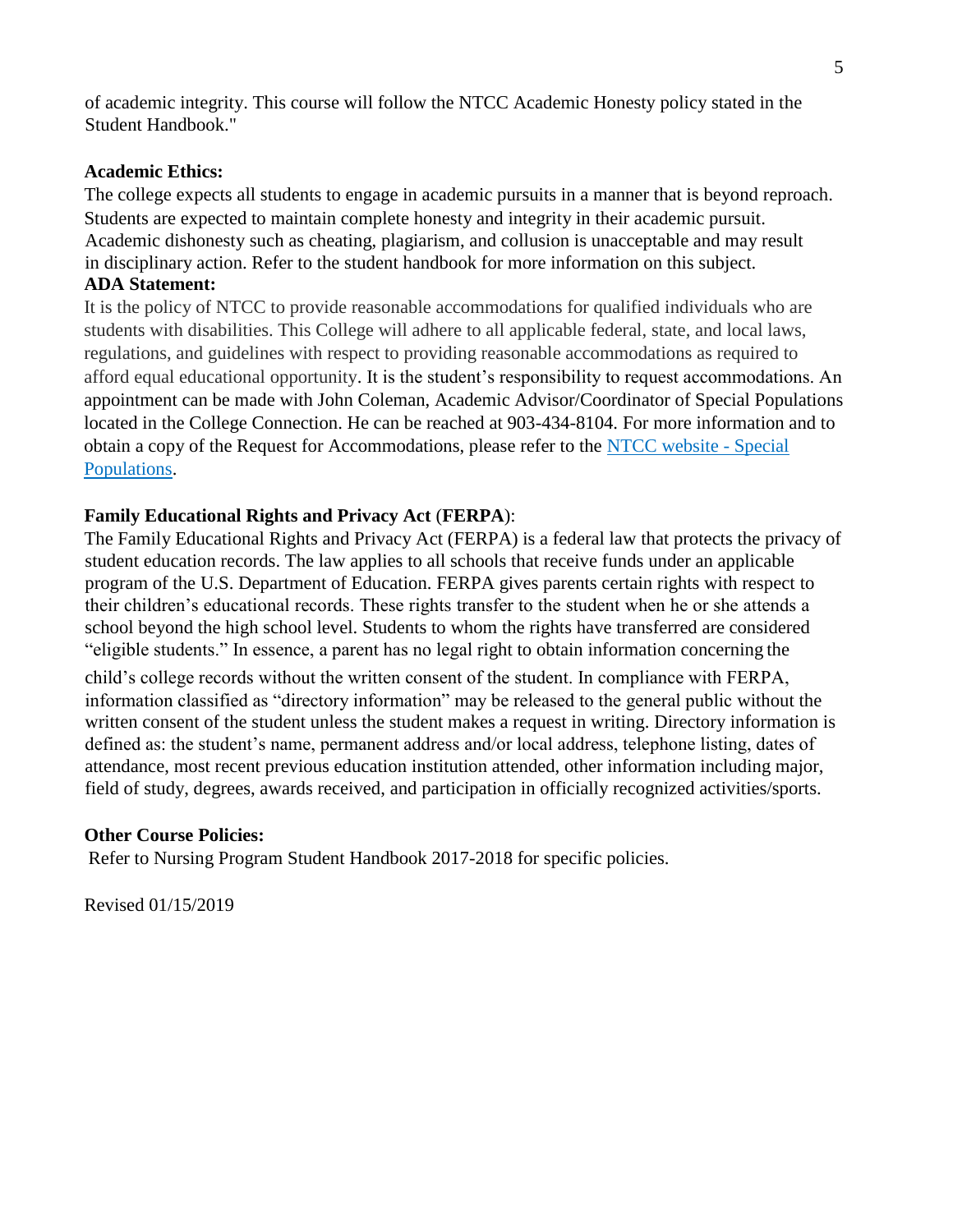of academic integrity. This course will follow the NTCC Academic Honesty policy stated in the Student Handbook."

**Academic Ethics:**

The college expects all students to engage in academic pursuits in a manner that is beyond reproach. Students are expected to maintain complete honesty and integrity in their academic pursuit. Academic dishonesty such as cheating, plagiarism, and collusion is unacceptable and may result in disciplinary action. Refer to the student handbook for more information on this subject.

**ADA Statement:**

It is the policy of NTCC to provide reasonable accommodations for qualified individuals who are students with disabilities. This College will adhere to all applicable federal, state, and local laws, regulations, and guidelines with respect to providing reasonable accommodations as required to afford equal educational opportunity. It is the student's responsibility to request accommodations. An appointment can be made with John Coleman, Academic Advisor/Coordinator of Special Populations located in the College Connection. He can be reached at 903-434-8104. For more information and to obtain a copy of the Request for Accommodations, please refer to the NTCC website - Special Populations.

**Family Educational Rights and Privacy Act** (**FERPA**):

The Family Educational Rights and Privacy Act (FERPA) is a federal law that protects the privacy of student education records. The law applies to all schools that receive funds under an applicable program of the U.S. Department of Education. FERPA gives parents certain rights with respect to their children's educational records. These rights transfer to the student when he or she attends a school beyond the high school level. Students to whom the rights have transferred are considered "eligible students." In essence, a parent has no legal right to obtain information concerning the child's college records without the written consent of the student. In compliance with FERPA, information classified as "directory information" may be released to the general public without the written consent of the student unless the student makes a request in writing. Directory information is defined as: the student's name, permanent address and/or local address, telephone listing, dates of attendance, most recent previous education institution attended, other information including major, field of study, degrees, awards received, and participation in officially recognized activities/sports.

**Other Course Policies:**

Refer to Nursing Program Student Handbook 2017-2018 for specific policies.

Revised 01/15/2019